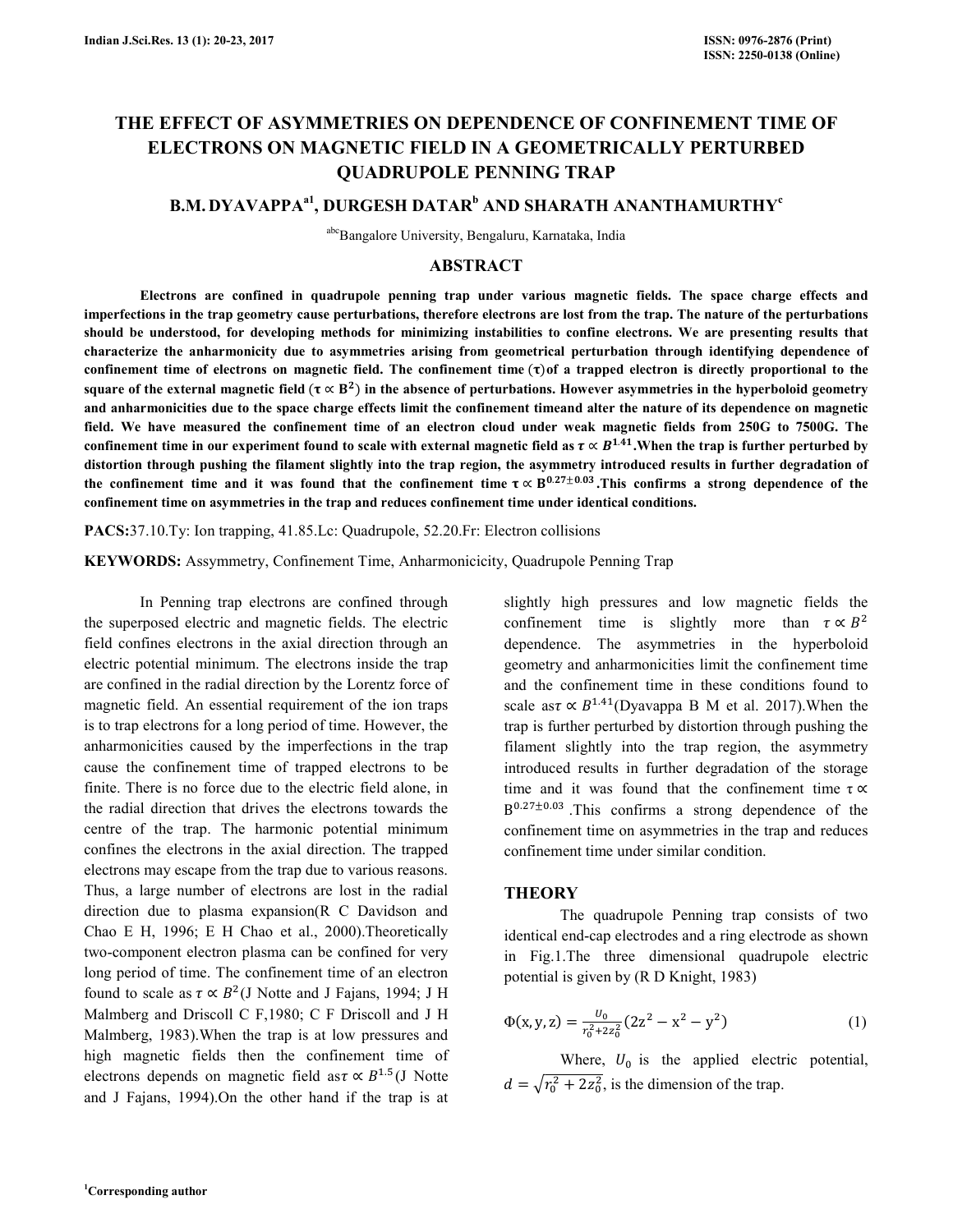# THE EFFECT OF ASYMMETRIES ON DEPENDENCE OF CONFINEMENT TIME OF ELECTRONS ON MAGNETIC FIELD IN A GEOMETRICALLY PERTURBED QUADRUPOLE PENNING TRAP

**B.M. DYAVAPPA[a1], DURGESH DATAR[b] AND SHARATH ANANTHAMURTHY[c]**

[abc]Bangalore University, Bengaluru, Karnataka, India

## ABSTRACT

**Electrons are confined in quadrupole penning trap under various magnetic fields. The space charge effects and imperfections in the trap geometry cause perturbations, therefore electrons are lost from the trap. The nature of the perturbations should be understood, for developing methods for minimizing instabilities to confine electrons. We are presenting results that characterize the anharmonicity due to asymmetries arising from geometrical perturbation through identifying dependence of confinement time of electrons on magnetic field. The confinement time (τ) of a trapped electron is directly proportional to the square of the external magnetic field ($\tau \propto B^2$) in the absence of perturbations. However asymmetries in the hyperboloid geometry and anharmonicities due to the space charge effects limit the confinement timeand alter the nature of its dependence on magnetic field. We have measured the confinement time of an electron cloud under weak magnetic fields from 250G to 7500G. The confinement time in our experiment found to scale with external magnetic field as $\tau \propto B^{1.41}$. When the trap is further perturbed by distortion through pushing the filament slightly into the trap region, the asymmetry introduced results in further degradation of the confinement time and it was found that the confinement time $\tau \propto B^{0.27 \pm 0.03}$. This confirms a strong dependence of the confinement time on asymmetries in the trap and reduces confinement time under identical conditions.**

**PACS:** 37.10.Ty: Ion trapping, 41.85.Lc: Quadrupole, 52.20.Fr: Electron collisions

**KEYWORDS:** Assymmetry, Confinement Time, Anharmonicicity, Quadrupole Penning Trap

In Penning trap electrons are confined through the superposed electric and magnetic fields. The electric field confines electrons in the axial direction through an electric potential minimum. The electrons inside the trap are confined in the radial direction by the Lorentz force of magnetic field. An essential requirement of the ion traps is to trap electrons for a long period of time. However, the anharmonicities caused by the imperfections in the trap cause the confinement time of trapped electrons to be finite. There is no force due to the electric field alone, in the radial direction that drives the electrons towards the centre of the trap. The harmonic potential minimum confines the electrons in the axial direction. The trapped electrons may escape from the trap due to various reasons. Thus, a large number of electrons are lost in the radial direction due to plasma expansion(R C Davidson and Chao E H, 1996; E H Chao et al., 2000).Theoretically two-component electron plasma can be confined for very long period of time. The confinement time of an electron found to scale as $\tau \propto B^2$(J Notte and J Fajans, 1994; J H Malmberg and Driscoll C F,1980; C F Driscoll and J H Malmberg, 1983).When the trap is at low pressures and high magnetic fields then the confinement time of electrons depends on magnetic field as $\tau \propto B^{1.5}$(J Notte and J Fajans, 1994).On the other hand if the trap is at slightly high pressures and low magnetic fields the confinement time is slightly more than $\tau \propto B^2$ dependence. The asymmetries in the hyperboloid geometry and anharmonicities limit the confinement time and the confinement time in these conditions found to scale as $\tau \propto B^{1.41}$(Dyavappa B M et al. 2017).When the trap is further perturbed by distortion through pushing the filament slightly into the trap region, the asymmetry introduced results in further degradation of the storage time and it was found that the confinement time $\tau \propto B^{0.27 \pm 0.03}$ .This confirms a strong dependence of the confinement time on asymmetries in the trap and reduces confinement time under similar condition.

## THEORY

The quadrupole Penning trap consists of two identical end-cap electrodes and a ring electrode as shown in Fig.1.The three dimensional quadrupole electric potential is given by (R D Knight, 1983)

$$\Phi(x, y, z) = \frac{U_0}{r_0^2 + 2z_0^2}(2z^2 - x^2 - y^2) \tag{1}$$

Where, $U_0$ is the applied electric potential, $d = \sqrt{r_0^2 + 2z_0^2}$, is the dimension of the trap.

[1]Corresponding author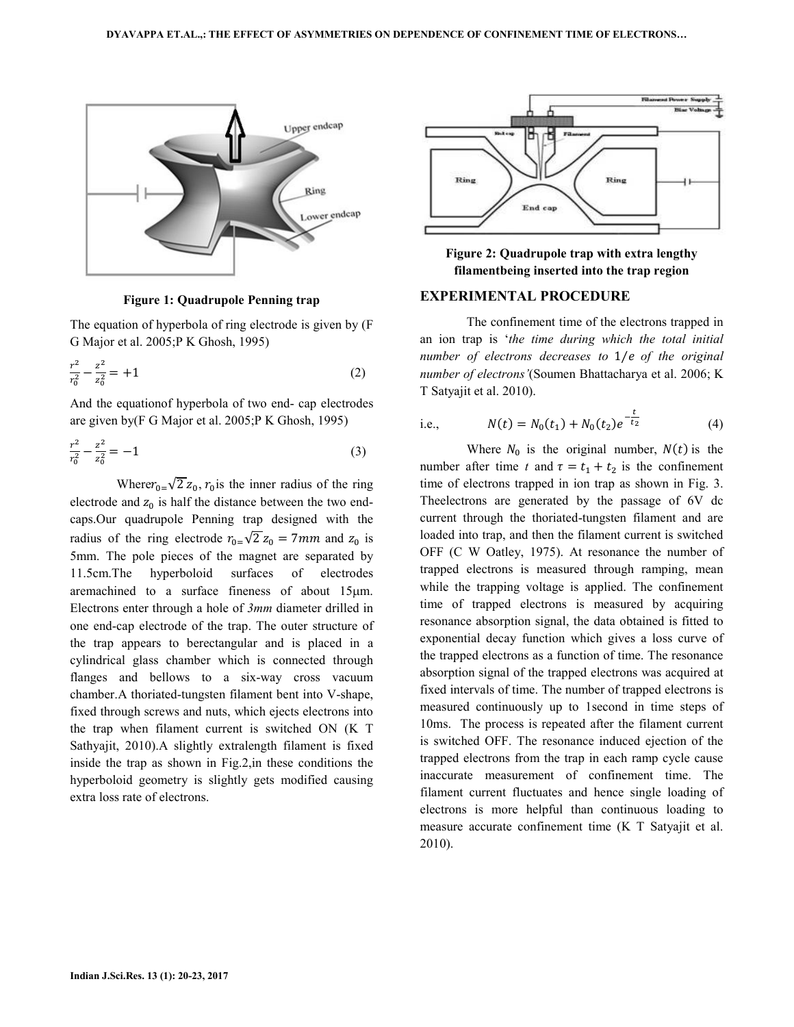Figure 1: Quadrupole Penning trap

The equation of hyperbola of ring electrode is given by (F G Major et al. 2005;P K Ghosh, 1995)

$$\frac{r^2}{r_0^2} - \frac{z^2}{z_0^2} = +1 \tag{2}$$

And the equationof hyperbola of two end- cap electrodes are given by(F G Major et al. 2005;P K Ghosh, 1995)

$$\frac{r^2}{r_0^2} - \frac{z^2}{z_0^2} = -1 \tag{3}$$

Where$r_{0}=\sqrt{2}\,z_0$, $r_0$is the inner radius of the ring electrode and $z_0$ is half the distance between the two end-caps.Our quadrupole Penning trap designed with the radius of the ring electrode $r_{0}=\sqrt{2}\,z_0 = 7mm$ and $z_0$ is 5mm. The pole pieces of the magnet are separated by 11.5cm.The hyperboloid surfaces of electrodes aremachined to a surface fineness of about 15μm. Electrons enter through a hole of *3mm* diameter drilled in one end-cap electrode of the trap. The outer structure of the trap appears to berectangular and is placed in a cylindrical glass chamber which is connected through flanges and bellows to a six-way cross vacuum chamber.A thoriated-tungsten filament bent into V-shape, fixed through screws and nuts, which ejects electrons into the trap when filament current is switched ON (K T Sathyajit, 2010).A slightly extralength filament is fixed inside the trap as shown in Fig.2,in these conditions the hyperboloid geometry is slightly gets modified causing extra loss rate of electrons.

Figure 2: Quadrupole trap with extra lengthy filamentbeing inserted into the trap region

## EXPERIMENTAL PROCEDURE

The confinement time of the electrons trapped in an ion trap is '*the time during which the total initial number of electrons decreases to* $1/e$ *of the original number of electrons'*(Soumen Bhattacharya et al. 2006; K T Satyajit et al. 2010).

i.e., $$N(t) = N_0(t_1) + N_0(t_2)e^{-\frac{t}{t_2}} \tag{4}$$

Where $N_0$ is the original number, $N(t)$ is the number after time *t* and $\tau = t_1 + t_2$ is the confinement time of electrons trapped in ion trap as shown in Fig. 3. Theelectrons are generated by the passage of 6V dc current through the thoriated-tungsten filament and are loaded into trap, and then the filament current is switched OFF (C W Oatley, 1975). At resonance the number of trapped electrons is measured through ramping, mean while the trapping voltage is applied. The confinement time of trapped electrons is measured by acquiring resonance absorption signal, the data obtained is fitted to exponential decay function which gives a loss curve of the trapped electrons as a function of time. The resonance absorption signal of the trapped electrons was acquired at fixed intervals of time. The number of trapped electrons is measured continuously up to 1second in time steps of 10ms. The process is repeated after the filament current is switched OFF. The resonance induced ejection of the trapped electrons from the trap in each ramp cycle cause inaccurate measurement of confinement time. The filament current fluctuates and hence single loading of electrons is more helpful than continuous loading to measure accurate confinement time (K T Satyajit et al. 2010).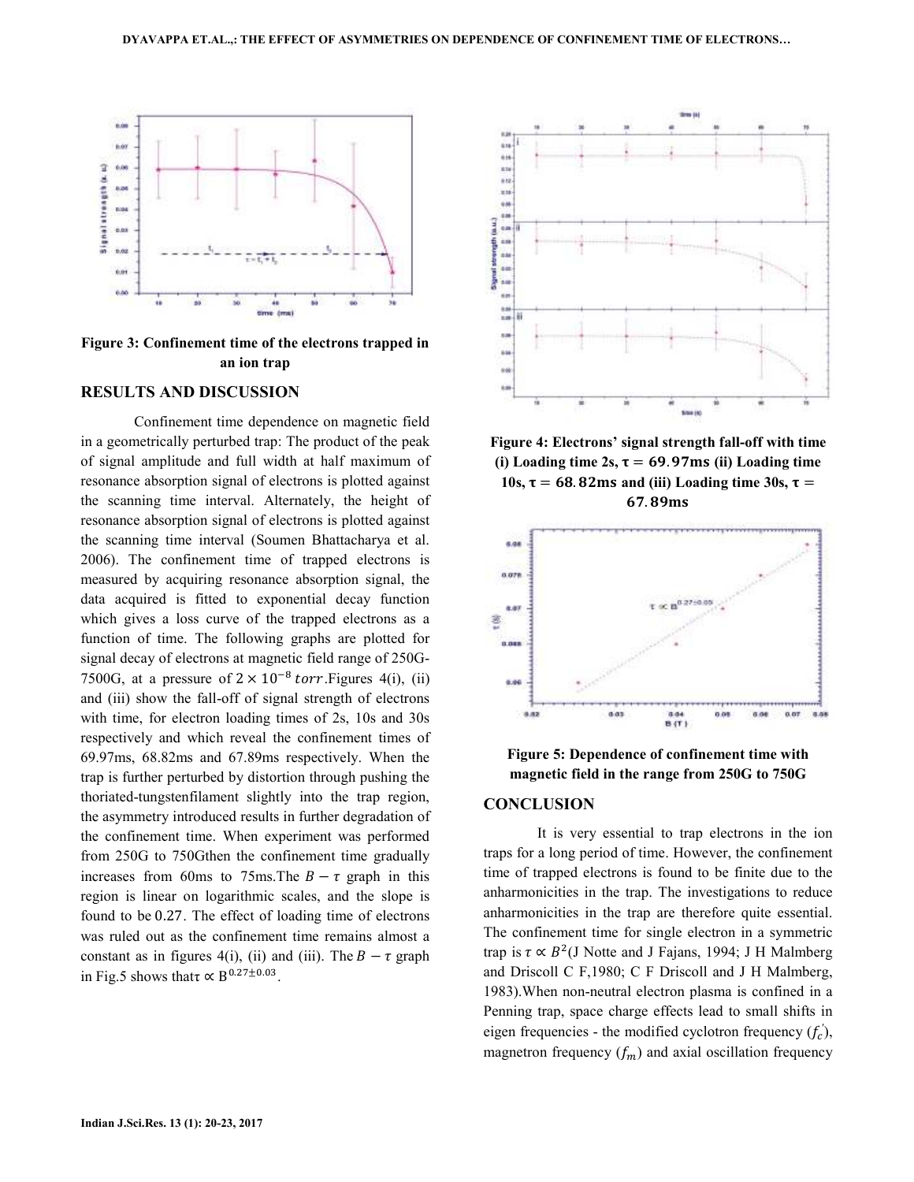Figure 3: Confinement time of the electrons trapped in an ion trap

## RESULTS AND DISCUSSION

Confinement time dependence on magnetic field in a geometrically perturbed trap: The product of the peak of signal amplitude and full width at half maximum of resonance absorption signal of electrons is plotted against the scanning time interval. Alternately, the height of resonance absorption signal of electrons is plotted against the scanning time interval (Soumen Bhattacharya et al. 2006). The confinement time of trapped electrons is measured by acquiring resonance absorption signal, the data acquired is fitted to exponential decay function which gives a loss curve of the trapped electrons as a function of time. The following graphs are plotted for signal decay of electrons at magnetic field range of 250G-7500G, at a pressure of $2 \times 10^{-8}\ torr$.Figures 4(i), (ii) and (iii) show the fall-off of signal strength of electrons with time, for electron loading times of 2s, 10s and 30s respectively and which reveal the confinement times of 69.97ms, 68.82ms and 67.89ms respectively. When the trap is further perturbed by distortion through pushing the thoriated-tungstenfilament slightly into the trap region, the asymmetry introduced results in further degradation of the confinement time. When experiment was performed from 250G to 750Gthen the confinement time gradually increases from 60ms to 75ms.The $B - \tau$ graph in this region is linear on logarithmic scales, and the slope is found to be 0.27. The effect of loading time of electrons was ruled out as the confinement time remains almost a constant as in figures 4(i), (ii) and (iii). The $B - \tau$ graph in Fig.5 shows that$\tau \propto B^{0.27 \pm 0.03}$.

Figure 4: Electrons' signal strength fall-off with time (i) Loading time 2s, $\tau = 69.97\text{ms}$ (ii) Loading time 10s, $\tau = 68.82\text{ms}$ and (iii) Loading time 30s, $\tau = 67.89\text{ms}$

Figure 5: Dependence of confinement time with magnetic field in the range from 250G to 750G

## CONCLUSION

It is very essential to trap electrons in the ion traps for a long period of time. However, the confinement time of trapped electrons is found to be finite due to the anharmonicities in the trap. The investigations to reduce anharmonicities in the trap are therefore quite essential. The confinement time for single electron in a symmetric trap is $\tau \propto B^2$(J Notte and J Fajans, 1994; J H Malmberg and Driscoll C F,1980; C F Driscoll and J H Malmberg, 1983).When non-neutral electron plasma is confined in a Penning trap, space charge effects lead to small shifts in eigen frequencies - the modified cyclotron frequency ($f_c^{'}$), magnetron frequency ($f_m$) and axial oscillation frequency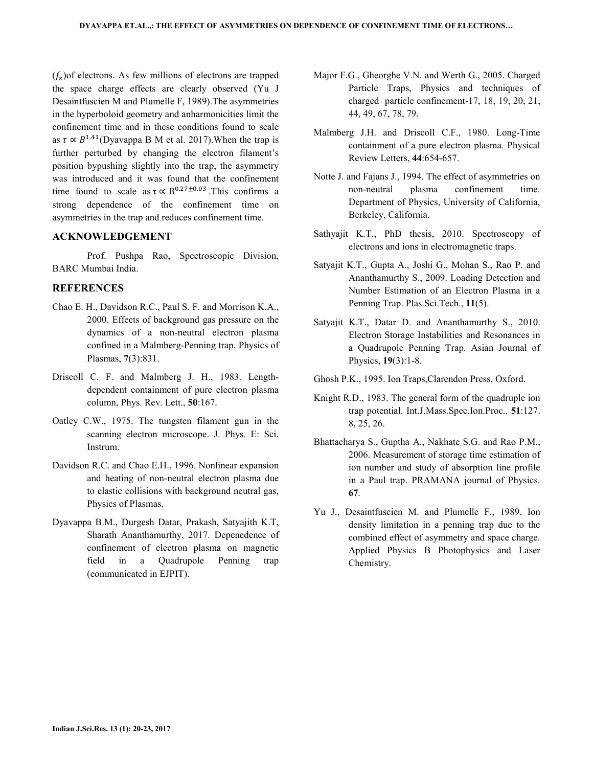($f_z$)of electrons. As few millions of electrons are trapped the space charge effects are clearly observed (Yu J Desaintfuscien M and Plumelle F, 1989).The asymmetries in the hyperboloid geometry and anharmonicities limit the confinement time and in these conditions found to scale as $\tau \propto B^{1.41}$(Dyavappa B M et al. 2017).When the trap is further perturbed by changing the electron filament's position bypushing slightly into the trap, the asymmetry was introduced and it was found that the confinement time found to scale as $\tau \propto B^{0.27\pm0.03}$ .This confirms a strong dependence of the confinement time on asymmetries in the trap and reduces confinement time.

## ACKNOWLEDGEMENT

Prof. Pushpa Rao, Spectroscopic Division, BARC Mumbai India.

## REFERENCES

Chao E. H., Davidson R.C., Paul S. F. and Morrison K.A., 2000. Effects of background gas pressure on the dynamics of a non-neutral electron plasma confined in a Malmberg-Penning trap. Physics of Plasmas, **7**(3):831.

Driscoll C. F. and Malmberg J. H., 1983. Length-dependent containment of pure electron plasma column, Phys. Rev. Lett., **50**:167.

Oatley C.W., 1975. The tungsten filament gun in the scanning electron microscope. J. Phys. E: Sci. Instrum.

Davidson R.C. and Chao E.H., 1996. Nonlinear expansion and heating of non-neutral electron plasma due to elastic collisions with background neutral gas, Physics of Plasmas.

Dyavappa B.M., Durgesh Datar, Prakash, Satyajith K.T, Sharath Ananthamurthy, 2017. Depenedence of confinement of electron plasma on magnetic field in a Quadrupole Penning trap (communicated in EJPIT).

Major F.G., Gheorghe V.N. and Werth G., 2005. Charged Particle Traps, Physics and techniques of charged particle confinement-17, 18, 19, 20, 21, 44, 49, 67, 78, 79.

Malmberg J.H. and Driscoll C.F., 1980. Long-Time containment of a pure electron plasma*.* Physical Review Letters, **44**:654-657.

Notte J. and Fajans J., 1994. The effect of asymmetries on non-neutral plasma confinement time*.* Department of Physics, University of California, Berkeley, California.

Sathyajit K.T., PhD thesis, 2010. Spectroscopy of electrons and ions in electromagnetic traps.

Satyajit K.T., Gupta A., Joshi G., Mohan S., Rao P. and Ananthamurthy S., 2009. Loading Detection and Number Estimation of an Electron Plasma in a Penning Trap. Plas.Sci.Tech., **11**(5).

Satyajit K.T., Datar D. and Ananthamurthy S., 2010. Electron Storage Instabilities and Resonances in a Quadrupole Penning Trap*.* Asian Journal of Physics, **19**(3):1-8.

Ghosh P.K., 1995. Ion Traps,Clarendon Press, Oxford.

Knight R.D., 1983. The general form of the quadruple ion trap potential. Int.J.Mass.Spec.Ion.Proc., **51**:127. 8, 25, 26.

Bhattacharya S., Guptha A., Nakhate S.G. and Rao P.M., 2006. Measurement of storage time estimation of ion number and study of absorption line profile in a Paul trap. PRAMANA journal of Physics. **67**.

Yu J., Desaintfuscien M. and Plumelle F., 1989. Ion density limitation in a penning trap due to the combined effect of asymmetry and space charge. Applied Physics B Photophysics and Laser Chemistry.